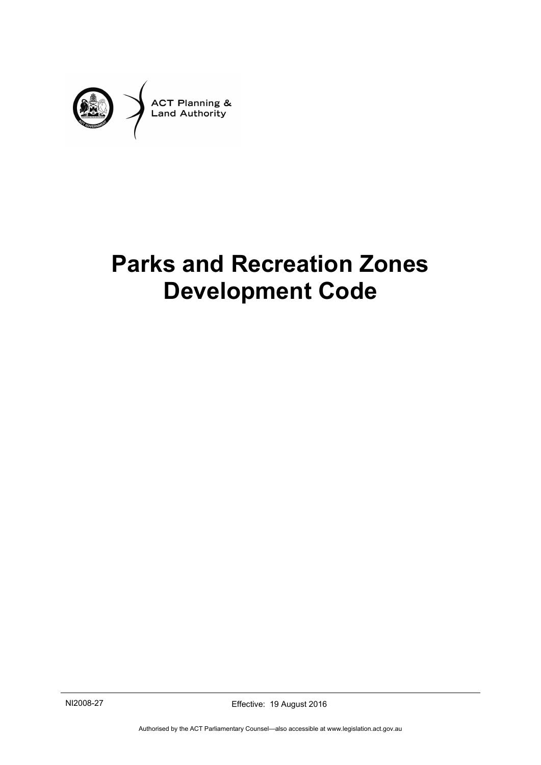ACT Planning & Land Authority

# Parks and Recreation Zones Development Code

NI2008-27

Effective: 19 August 2016

Authorised by the ACT Parliamentary Counsel—also accessible at www.legislation.act.gov.au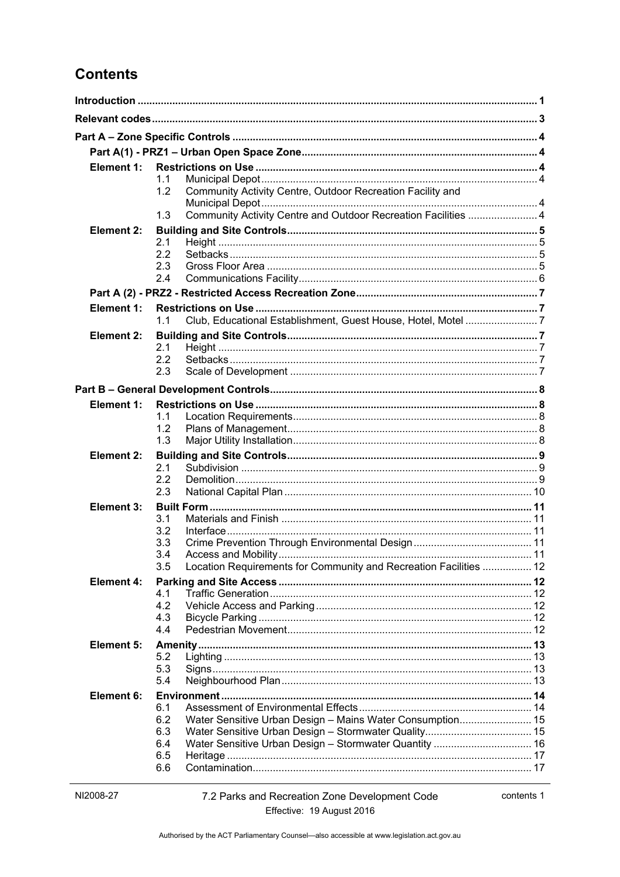# Contents

| | | | |
|---|---|---|---|
| **Introduction** | | | **1** |
| **Relevant codes** | | | **3** |
| **Part A – Zone Specific Controls** | | | **4** |
| **Part A(1) - PRZ1 – Urban Open Space Zone** | | | **4** |
| **Element 1:** | | **Restrictions on Use** | **4** |
| | 1.1 | Municipal Depot | 4 |
| | 1.2 | Community Activity Centre, Outdoor Recreation Facility and Municipal Depot | 4 |
| | 1.3 | Community Activity Centre and Outdoor Recreation Facilities | 4 |
| **Element 2:** | | **Building and Site Controls** | **5** |
| | 2.1 | Height | 5 |
| | 2.2 | Setbacks | 5 |
| | 2.3 | Gross Floor Area | 5 |
| | 2.4 | Communications Facility | 6 |
| **Part A (2) - PRZ2 - Restricted Access Recreation Zone** | | | **7** |
| **Element 1:** | | **Restrictions on Use** | **7** |
| | 1.1 | Club, Educational Establishment, Guest House, Hotel, Motel | 7 |
| **Element 2:** | | **Building and Site Controls** | **7** |
| | 2.1 | Height | 7 |
| | 2.2 | Setbacks | 7 |
| | 2.3 | Scale of Development | 7 |
| **Part B – General Development Controls** | | | **8** |
| **Element 1:** | | **Restrictions on Use** | **8** |
| | 1.1 | Location Requirements | 8 |
| | 1.2 | Plans of Management | 8 |
| | 1.3 | Major Utility Installation | 8 |
| **Element 2:** | | **Building and Site Controls** | **9** |
| | 2.1 | Subdivision | 9 |
| | 2.2 | Demolition | 9 |
| | 2.3 | National Capital Plan | 10 |
| **Element 3:** | | **Built Form** | **11** |
| | 3.1 | Materials and Finish | 11 |
| | 3.2 | Interface | 11 |
| | 3.3 | Crime Prevention Through Environmental Design | 11 |
| | 3.4 | Access and Mobility | 11 |
| | 3.5 | Location Requirements for Community and Recreation Facilities | 12 |
| **Element 4:** | | **Parking and Site Access** | **12** |
| | 4.1 | Traffic Generation | 12 |
| | 4.2 | Vehicle Access and Parking | 12 |
| | 4.3 | Bicycle Parking | 12 |
| | 4.4 | Pedestrian Movement | 12 |
| **Element 5:** | | **Amenity** | **13** |
| | 5.2 | Lighting | 13 |
| | 5.3 | Signs | 13 |
| | 5.4 | Neighbourhood Plan | 13 |
| **Element 6:** | | **Environment** | **14** |
| | 6.1 | Assessment of Environmental Effects | 14 |
| | 6.2 | Water Sensitive Urban Design – Mains Water Consumption | 15 |
| | 6.3 | Water Sensitive Urban Design – Stormwater Quality | 15 |
| | 6.4 | Water Sensitive Urban Design – Stormwater Quantity | 16 |
| | 6.5 | Heritage | 17 |
| | 6.6 | Contamination | 17 |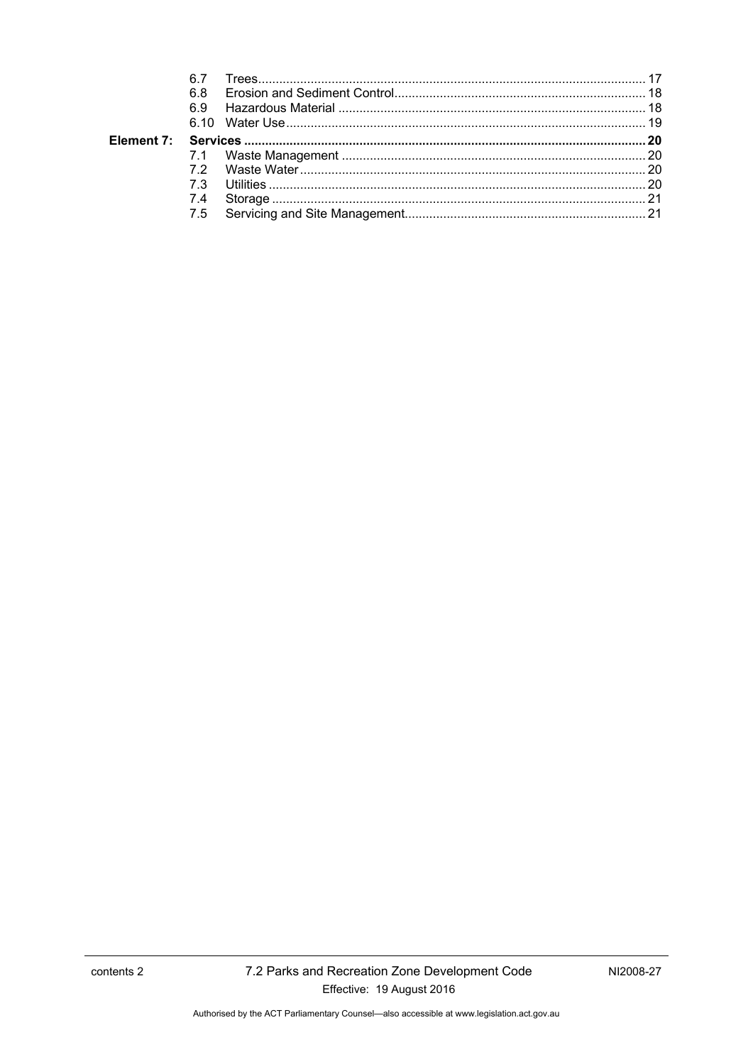| | | | |
|---|---|---|---|
| | 6.7 | Trees | 17 |
| | 6.8 | Erosion and Sediment Control | 18 |
| | 6.9 | Hazardous Material | 18 |
| | 6.10 | Water Use | 19 |
| **Element 7:** | **Services** | | **20** |
| | 7.1 | Waste Management | 20 |
| | 7.2 | Waste Water | 20 |
| | 7.3 | Utilities | 20 |
| | 7.4 | Storage | 21 |
| | 7.5 | Servicing and Site Management | 21 |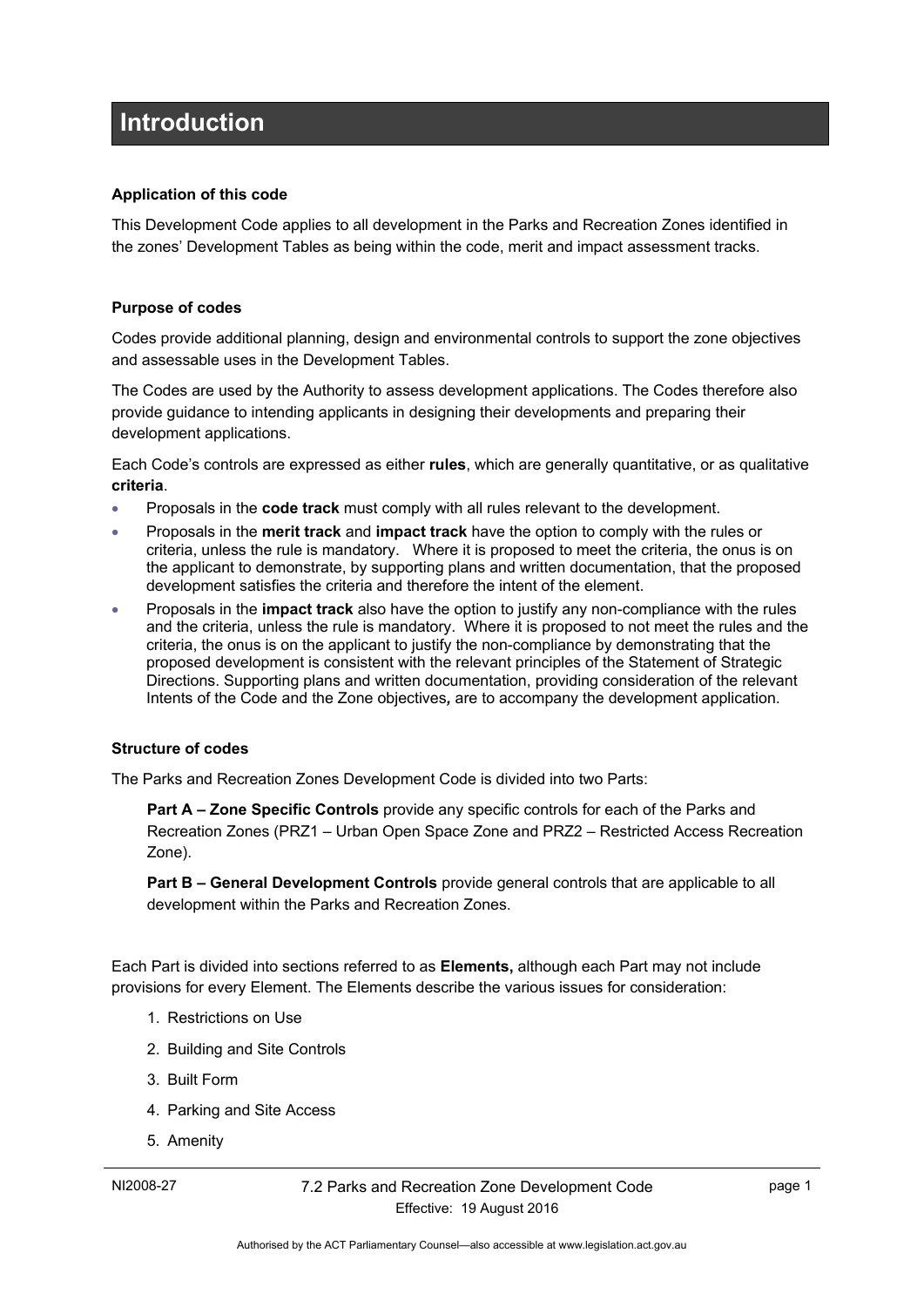# Introduction

**Application of this code**

This Development Code applies to all development in the Parks and Recreation Zones identified in the zones' Development Tables as being within the code, merit and impact assessment tracks.

**Purpose of codes**

Codes provide additional planning, design and environmental controls to support the zone objectives and assessable uses in the Development Tables.

The Codes are used by the Authority to assess development applications. The Codes therefore also provide guidance to intending applicants in designing their developments and preparing their development applications.

Each Code's controls are expressed as either **rules**, which are generally quantitative, or as qualitative **criteria**.

- Proposals in the **code track** must comply with all rules relevant to the development.
- Proposals in the **merit track** and **impact track** have the option to comply with the rules or criteria, unless the rule is mandatory. Where it is proposed to meet the criteria, the onus is on the applicant to demonstrate, by supporting plans and written documentation, that the proposed development satisfies the criteria and therefore the intent of the element.
- Proposals in the **impact track** also have the option to justify any non-compliance with the rules and the criteria, unless the rule is mandatory. Where it is proposed to not meet the rules and the criteria, the onus is on the applicant to justify the non-compliance by demonstrating that the proposed development is consistent with the relevant principles of the Statement of Strategic Directions. Supporting plans and written documentation, providing consideration of the relevant Intents of the Code and the Zone objectives*,* are to accompany the development application.

**Structure of codes**

The Parks and Recreation Zones Development Code is divided into two Parts:

**Part A – Zone Specific Controls** provide any specific controls for each of the Parks and Recreation Zones (PRZ1 – Urban Open Space Zone and PRZ2 – Restricted Access Recreation Zone).

**Part B – General Development Controls** provide general controls that are applicable to all development within the Parks and Recreation Zones.

Each Part is divided into sections referred to as **Elements,** although each Part may not include provisions for every Element. The Elements describe the various issues for consideration:

1. Restrictions on Use
2. Building and Site Controls
3. Built Form
4. Parking and Site Access
5. Amenity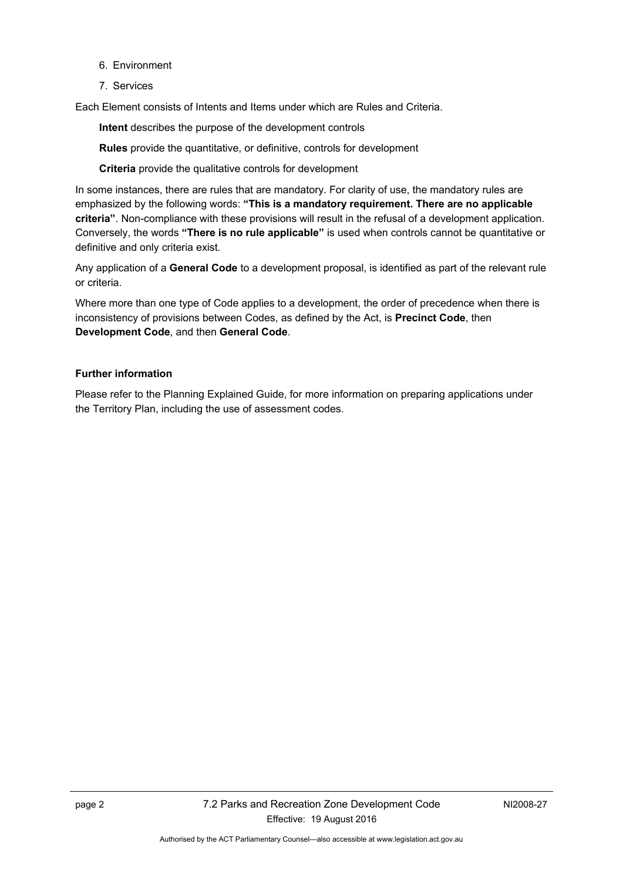6. Environment
7. Services

Each Element consists of Intents and Items under which are Rules and Criteria.

**Intent** describes the purpose of the development controls

**Rules** provide the quantitative, or definitive, controls for development

**Criteria** provide the qualitative controls for development

In some instances, there are rules that are mandatory. For clarity of use, the mandatory rules are emphasized by the following words: **"This is a mandatory requirement. There are no applicable criteria"**. Non-compliance with these provisions will result in the refusal of a development application. Conversely, the words **"There is no rule applicable"** is used when controls cannot be quantitative or definitive and only criteria exist.

Any application of a **General Code** to a development proposal, is identified as part of the relevant rule or criteria.

Where more than one type of Code applies to a development, the order of precedence when there is inconsistency of provisions between Codes, as defined by the Act, is **Precinct Code**, then **Development Code**, and then **General Code**.

**Further information**

Please refer to the Planning Explained Guide, for more information on preparing applications under the Territory Plan, including the use of assessment codes.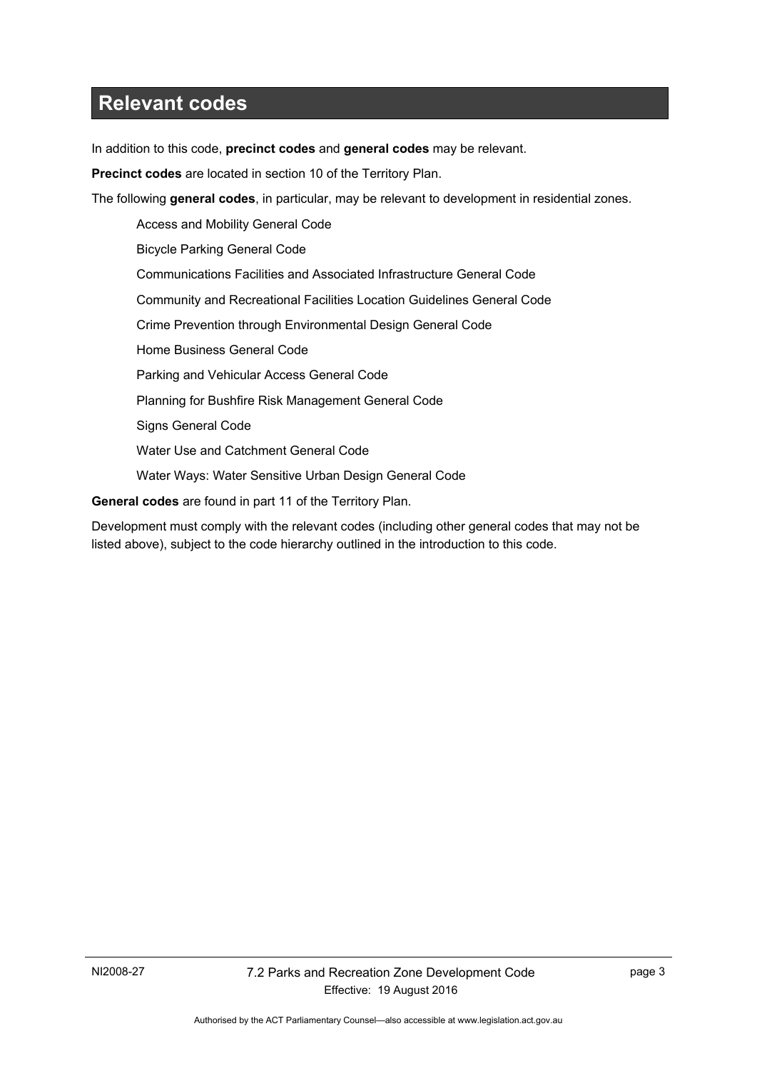# Relevant codes

In addition to this code, **precinct codes** and **general codes** may be relevant.

**Precinct codes** are located in section 10 of the Territory Plan.

The following **general codes**, in particular, may be relevant to development in residential zones.

- Access and Mobility General Code
- Bicycle Parking General Code
- Communications Facilities and Associated Infrastructure General Code
- Community and Recreational Facilities Location Guidelines General Code
- Crime Prevention through Environmental Design General Code
- Home Business General Code
- Parking and Vehicular Access General Code
- Planning for Bushfire Risk Management General Code
- Signs General Code
- Water Use and Catchment General Code
- Water Ways: Water Sensitive Urban Design General Code

**General codes** are found in part 11 of the Territory Plan.

Development must comply with the relevant codes (including other general codes that may not be listed above), subject to the code hierarchy outlined in the introduction to this code.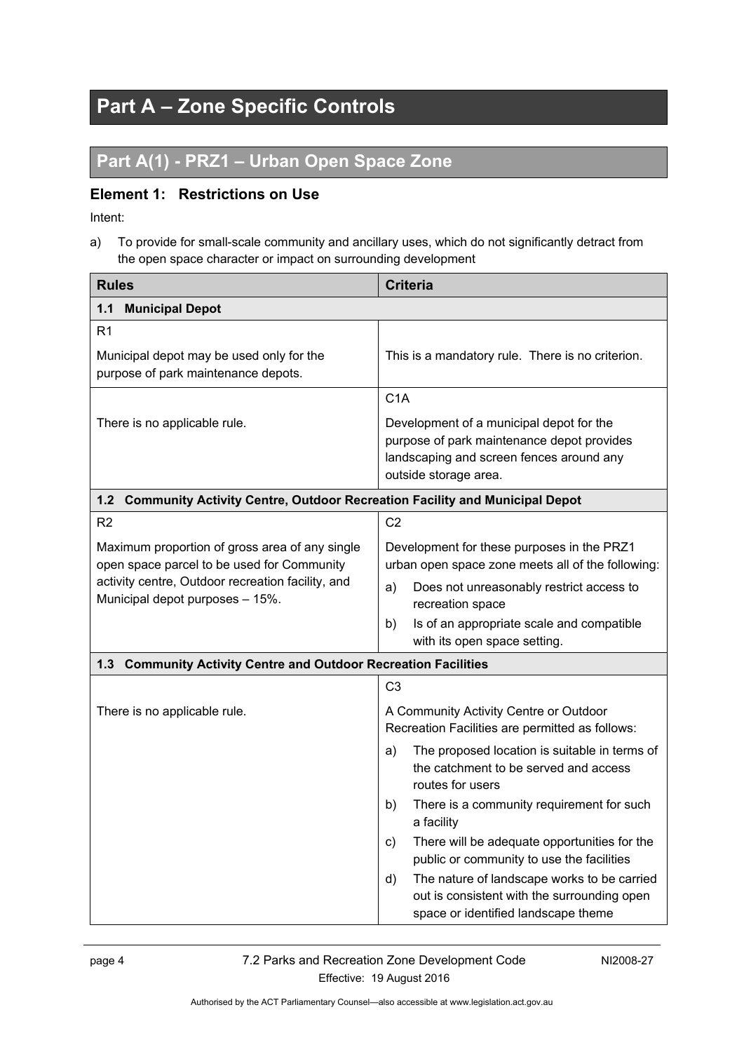# Part A – Zone Specific Controls

## Part A(1) - PRZ1 – Urban Open Space Zone

### Element 1: Restrictions on Use

Intent:

a) To provide for small-scale community and ancillary uses, which do not significantly detract from the open space character or impact on surrounding development

| Rules | Criteria |
|---|---|
| **1.1 Municipal Depot** | |
| R1<br><br>Municipal depot may be used only for the purpose of park maintenance depots. | This is a mandatory rule. There is no criterion. |
| There is no applicable rule. | C1A<br><br>Development of a municipal depot for the purpose of park maintenance depot provides landscaping and screen fences around any outside storage area. |
| **1.2 Community Activity Centre, Outdoor Recreation Facility and Municipal Depot** | |
| R2<br><br>Maximum proportion of gross area of any single open space parcel to be used for Community activity centre, Outdoor recreation facility, and Municipal depot purposes – 15%. | C2<br><br>Development for these purposes in the PRZ1 urban open space zone meets all of the following:<br>a) Does not unreasonably restrict access to recreation space<br>b) Is of an appropriate scale and compatible with its open space setting. |
| **1.3 Community Activity Centre and Outdoor Recreation Facilities** | |
| There is no applicable rule. | C3<br><br>A Community Activity Centre or Outdoor Recreation Facilities are permitted as follows:<br>a) The proposed location is suitable in terms of the catchment to be served and access routes for users<br>b) There is a community requirement for such a facility<br>c) There will be adequate opportunities for the public or community to use the facilities<br>d) The nature of landscape works to be carried out is consistent with the surrounding open space or identified landscape theme |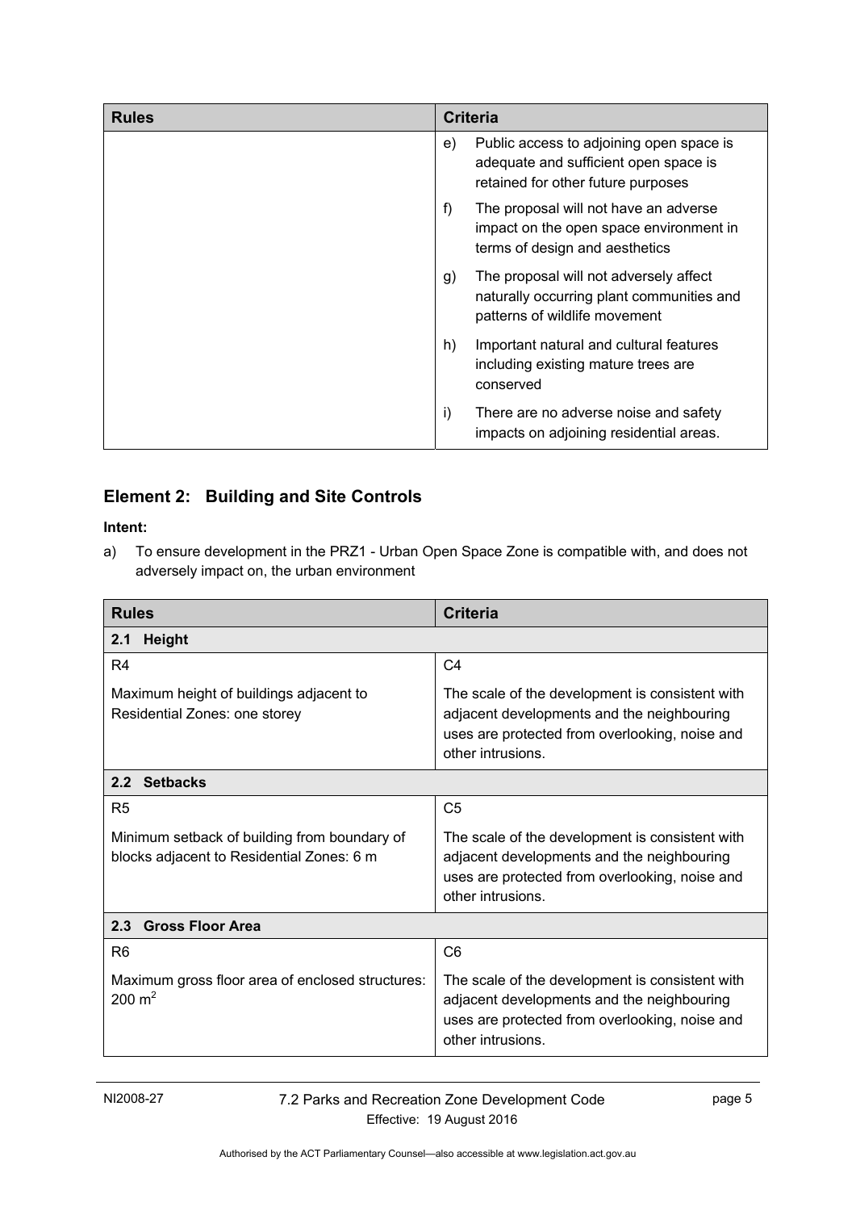| Rules | Criteria |
| --- | --- |
| | e) Public access to adjoining open space is adequate and sufficient open space is retained for other future purposes<br>f) The proposal will not have an adverse impact on the open space environment in terms of design and aesthetics<br>g) The proposal will not adversely affect naturally occurring plant communities and patterns of wildlife movement<br>h) Important natural and cultural features including existing mature trees are conserved<br>i) There are no adverse noise and safety impacts on adjoining residential areas. |

## Element 2: Building and Site Controls

**Intent:**

a) To ensure development in the PRZ1 - Urban Open Space Zone is compatible with, and does not adversely impact on, the urban environment

| Rules | Criteria |
| --- | --- |
| **2.1 Height** | |
| R4<br><br>Maximum height of buildings adjacent to Residential Zones: one storey | C4<br><br>The scale of the development is consistent with adjacent developments and the neighbouring uses are protected from overlooking, noise and other intrusions. |
| **2.2 Setbacks** | |
| R5<br><br>Minimum setback of building from boundary of blocks adjacent to Residential Zones: 6 m | C5<br><br>The scale of the development is consistent with adjacent developments and the neighbouring uses are protected from overlooking, noise and other intrusions. |
| **2.3 Gross Floor Area** | |
| R6<br><br>Maximum gross floor area of enclosed structures: 200 $m^2$ | C6<br><br>The scale of the development is consistent with adjacent developments and the neighbouring uses are protected from overlooking, noise and other intrusions. |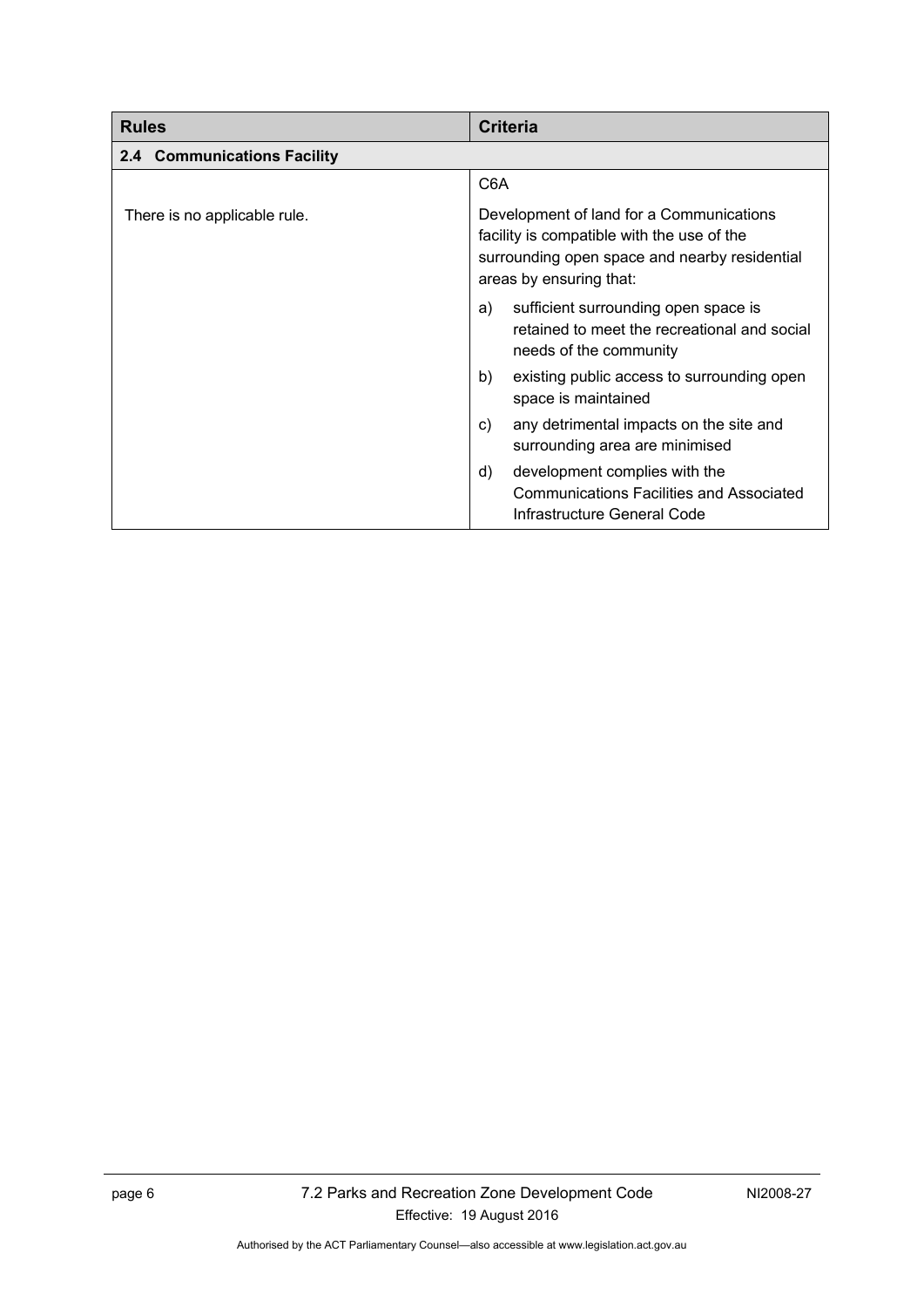| Rules | Criteria |
|---|---|
| **2.4 Communications Facility** | |
| There is no applicable rule. | C6A<br><br>Development of land for a Communications facility is compatible with the use of the surrounding open space and nearby residential areas by ensuring that:<br><br>a) sufficient surrounding open space is retained to meet the recreational and social needs of the community<br><br>b) existing public access to surrounding open space is maintained<br><br>c) any detrimental impacts on the site and surrounding area are minimised<br><br>d) development complies with the Communications Facilities and Associated Infrastructure General Code |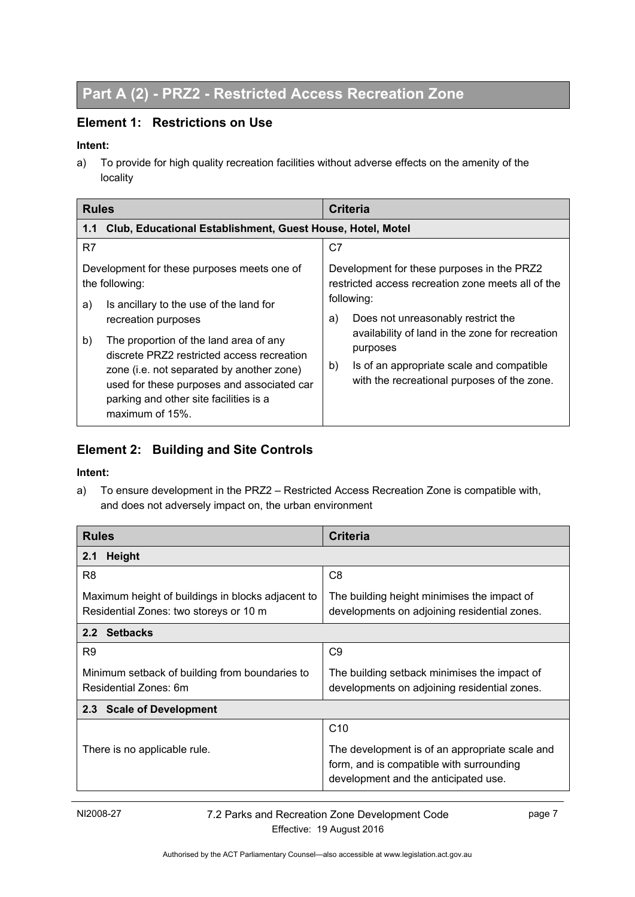# Part A (2) - PRZ2 - Restricted Access Recreation Zone

## Element 1: Restrictions on Use

**Intent:**

a) To provide for high quality recreation facilities without adverse effects on the amenity of the locality

| Rules | Criteria |
|---|---|
| **1.1 Club, Educational Establishment, Guest House, Hotel, Motel** | |
| R7<br><br>Development for these purposes meets one of the following:<br>a) Is ancillary to the use of the land for recreation purposes<br>b) The proportion of the land area of any discrete PRZ2 restricted access recreation zone (i.e. not separated by another zone) used for these purposes and associated car parking and other site facilities is a maximum of 15%. | C7<br><br>Development for these purposes in the PRZ2 restricted access recreation zone meets all of the following:<br>a) Does not unreasonably restrict the availability of land in the zone for recreation purposes<br>b) Is of an appropriate scale and compatible with the recreational purposes of the zone. |

## Element 2: Building and Site Controls

**Intent:**

a) To ensure development in the PRZ2 – Restricted Access Recreation Zone is compatible with, and does not adversely impact on, the urban environment

| Rules | Criteria |
|---|---|
| **2.1 Height** | |
| R8<br><br>Maximum height of buildings in blocks adjacent to Residential Zones: two storeys or 10 m | C8<br><br>The building height minimises the impact of developments on adjoining residential zones. |
| **2.2 Setbacks** | |
| R9<br><br>Minimum setback of building from boundaries to Residential Zones: 6m | C9<br><br>The building setback minimises the impact of developments on adjoining residential zones. |
| **2.3 Scale of Development** | |
| There is no applicable rule. | C10<br><br>The development is of an appropriate scale and form, and is compatible with surrounding development and the anticipated use. |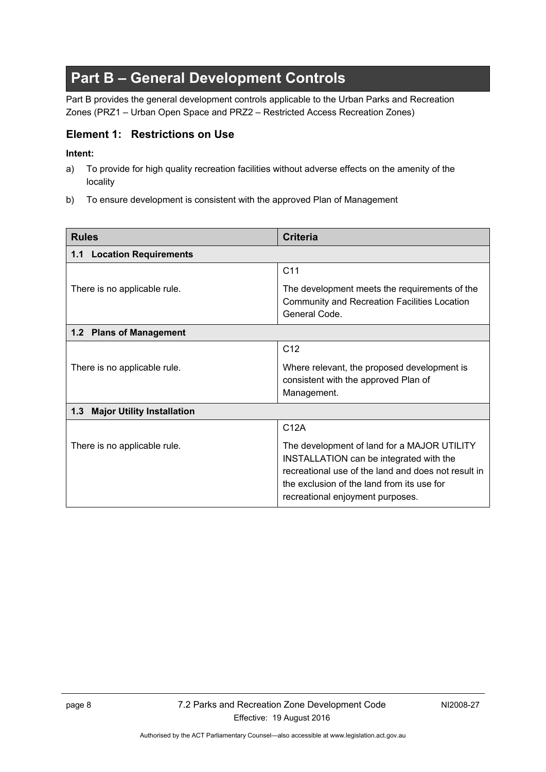# Part B – General Development Controls

Part B provides the general development controls applicable to the Urban Parks and Recreation Zones (PRZ1 – Urban Open Space and PRZ2 – Restricted Access Recreation Zones)

## Element 1: Restrictions on Use

**Intent:**

a) To provide for high quality recreation facilities without adverse effects on the amenity of the locality

b) To ensure development is consistent with the approved Plan of Management

| Rules | Criteria |
|---|---|
| **1.1 Location Requirements** | |
| There is no applicable rule. | C11<br><br>The development meets the requirements of the Community and Recreation Facilities Location General Code. |
| **1.2 Plans of Management** | |
| There is no applicable rule. | C12<br><br>Where relevant, the proposed development is consistent with the approved Plan of Management. |
| **1.3 Major Utility Installation** | |
| There is no applicable rule. | C12A<br><br>The development of land for a MAJOR UTILITY INSTALLATION can be integrated with the recreational use of the land and does not result in the exclusion of the land from its use for recreational enjoyment purposes. |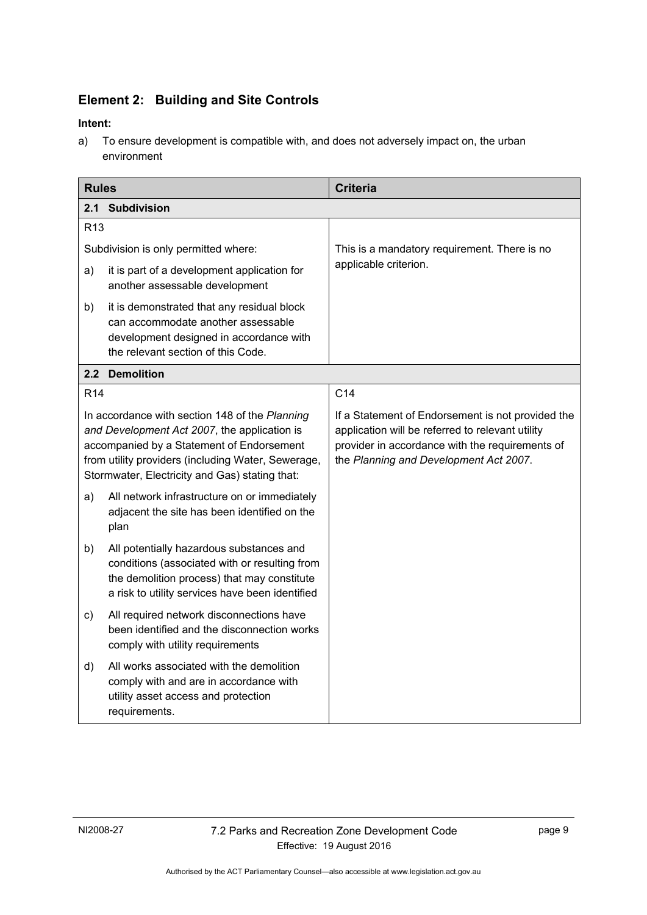## Element 2: Building and Site Controls

**Intent:**

a) To ensure development is compatible with, and does not adversely impact on, the urban environment

| Rules | Criteria |
|---|---|
| **2.1 Subdivision** | |
| R13<br><br>Subdivision is only permitted where:<br>a) it is part of a development application for another assessable development<br>b) it is demonstrated that any residual block can accommodate another assessable development designed in accordance with the relevant section of this Code. | This is a mandatory requirement. There is no applicable criterion. |
| **2.2 Demolition** | |
| R14<br><br>In accordance with section 148 of the *Planning and Development Act 2007*, the application is accompanied by a Statement of Endorsement from utility providers (including Water, Sewerage, Stormwater, Electricity and Gas) stating that:<br>a) All network infrastructure on or immediately adjacent the site has been identified on the plan<br>b) All potentially hazardous substances and conditions (associated with or resulting from the demolition process) that may constitute a risk to utility services have been identified<br>c) All required network disconnections have been identified and the disconnection works comply with utility requirements<br>d) All works associated with the demolition comply with and are in accordance with utility asset access and protection requirements. | C14<br><br>If a Statement of Endorsement is not provided the application will be referred to relevant utility provider in accordance with the requirements of the *Planning and Development Act 2007*. |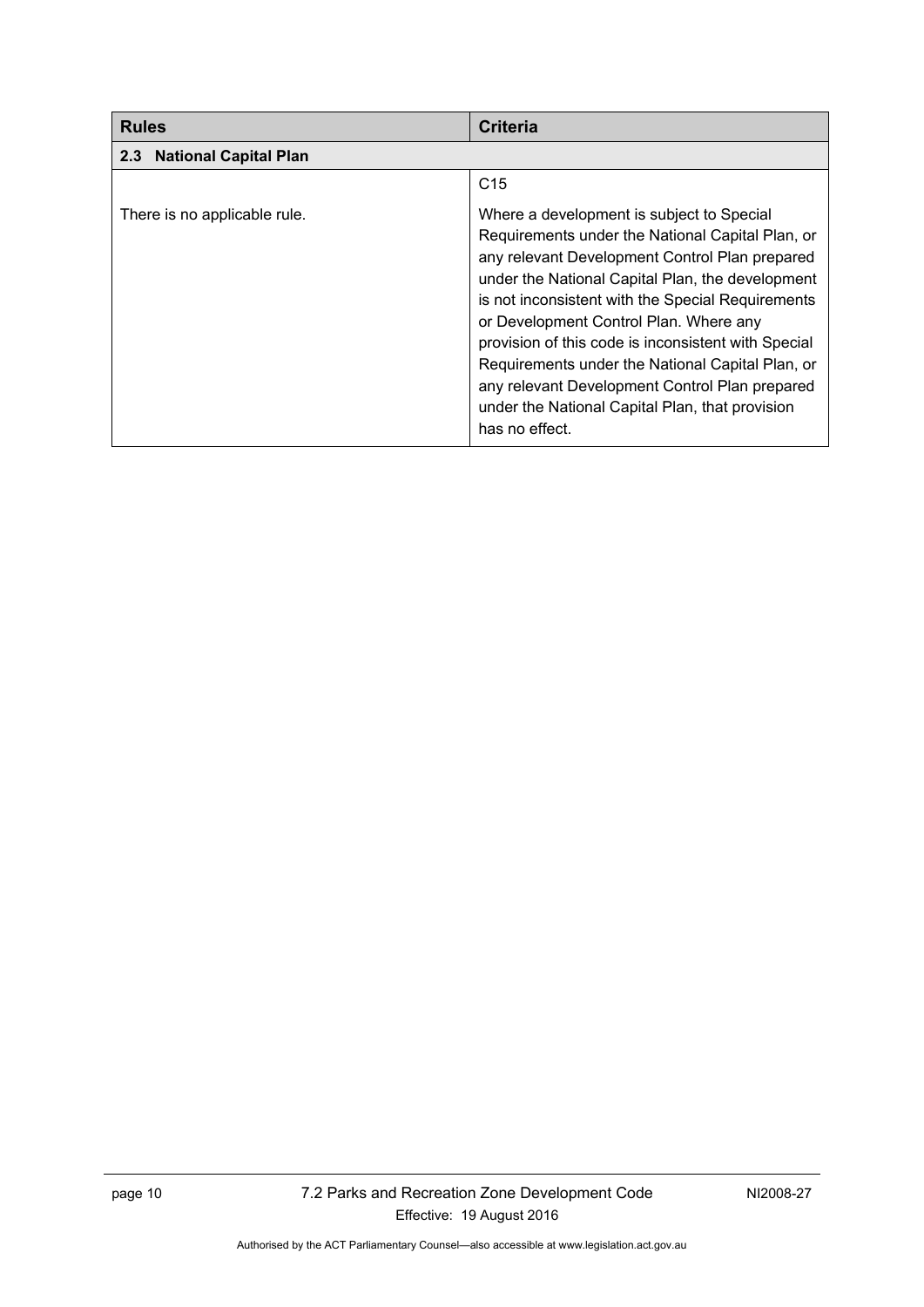| Rules | Criteria |
|---|---|
| **2.3 National Capital Plan** | |
| | C15 |
| There is no applicable rule. | Where a development is subject to Special Requirements under the National Capital Plan, or any relevant Development Control Plan prepared under the National Capital Plan, the development is not inconsistent with the Special Requirements or Development Control Plan. Where any provision of this code is inconsistent with Special Requirements under the National Capital Plan, or any relevant Development Control Plan prepared under the National Capital Plan, that provision has no effect. |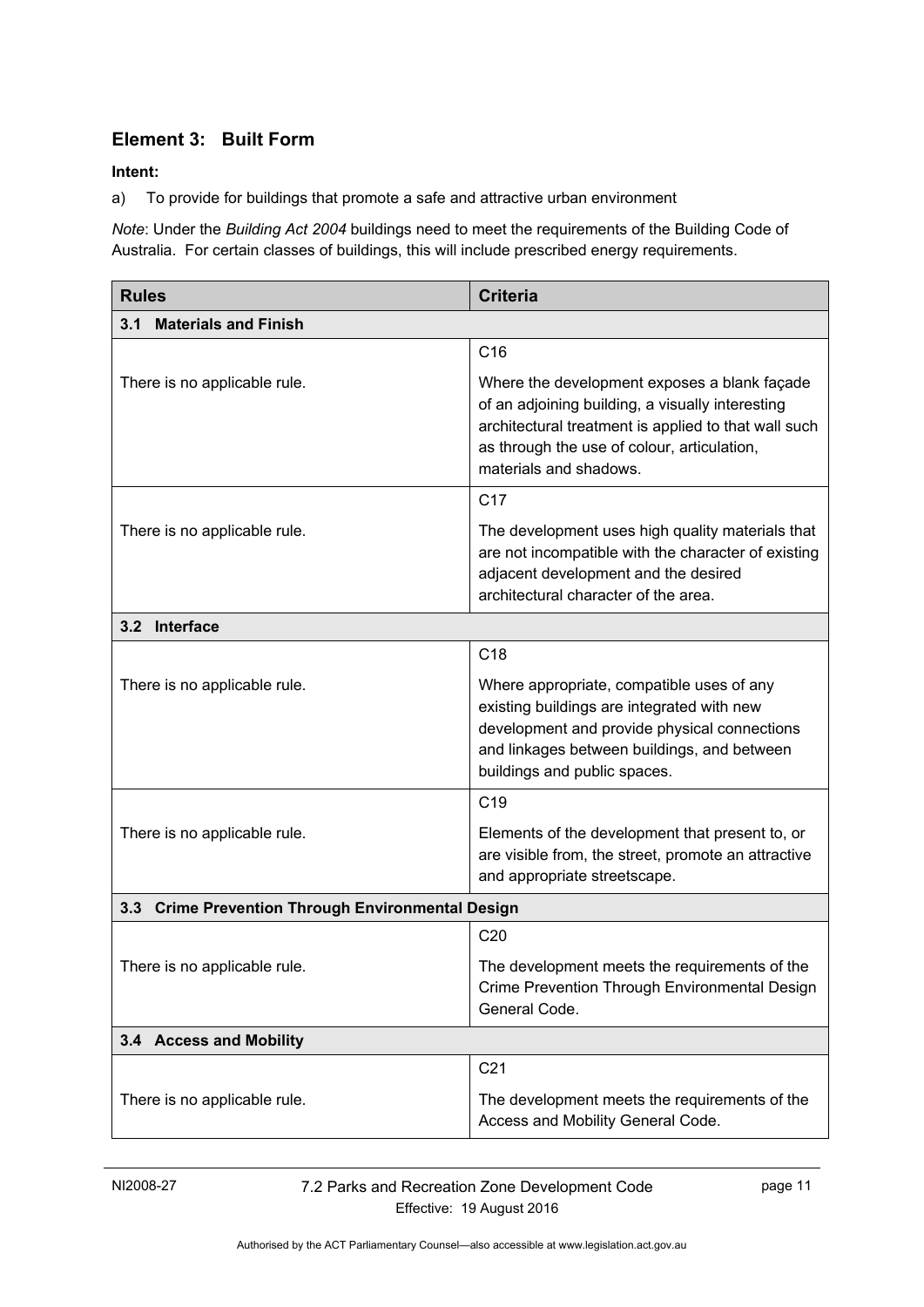## Element 3: Built Form

**Intent:**

a) To provide for buildings that promote a safe and attractive urban environment

*Note*: Under the *Building Act 2004* buildings need to meet the requirements of the Building Code of Australia. For certain classes of buildings, this will include prescribed energy requirements.

| Rules | Criteria |
|---|---|
| **3.1 Materials and Finish** | |
| There is no applicable rule. | C16<br><br>Where the development exposes a blank façade of an adjoining building, a visually interesting architectural treatment is applied to that wall such as through the use of colour, articulation, materials and shadows. |
| There is no applicable rule. | C17<br><br>The development uses high quality materials that are not incompatible with the character of existing adjacent development and the desired architectural character of the area. |
| **3.2 Interface** | |
| There is no applicable rule. | C18<br><br>Where appropriate, compatible uses of any existing buildings are integrated with new development and provide physical connections and linkages between buildings, and between buildings and public spaces. |
| There is no applicable rule. | C19<br><br>Elements of the development that present to, or are visible from, the street, promote an attractive and appropriate streetscape. |
| **3.3 Crime Prevention Through Environmental Design** | |
| There is no applicable rule. | C20<br><br>The development meets the requirements of the Crime Prevention Through Environmental Design General Code. |
| **3.4 Access and Mobility** | |
| There is no applicable rule. | C21<br><br>The development meets the requirements of the Access and Mobility General Code. |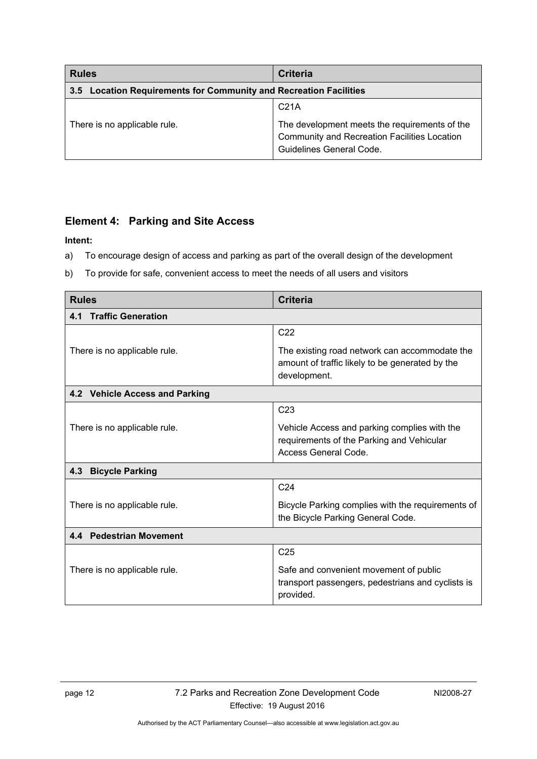| Rules | Criteria |
|---|---|
| **3.5 Location Requirements for Community and Recreation Facilities** | |
| There is no applicable rule. | C21A<br><br>The development meets the requirements of the Community and Recreation Facilities Location Guidelines General Code. |

## Element 4: Parking and Site Access

**Intent:**

a) To encourage design of access and parking as part of the overall design of the development

b) To provide for safe, convenient access to meet the needs of all users and visitors

| Rules | Criteria |
|---|---|
| **4.1 Traffic Generation** | |
| There is no applicable rule. | C22<br><br>The existing road network can accommodate the amount of traffic likely to be generated by the development. |
| **4.2 Vehicle Access and Parking** | |
| There is no applicable rule. | C23<br><br>Vehicle Access and parking complies with the requirements of the Parking and Vehicular Access General Code. |
| **4.3 Bicycle Parking** | |
| There is no applicable rule. | C24<br><br>Bicycle Parking complies with the requirements of the Bicycle Parking General Code. |
| **4.4 Pedestrian Movement** | |
| There is no applicable rule. | C25<br><br>Safe and convenient movement of public transport passengers, pedestrians and cyclists is provided. |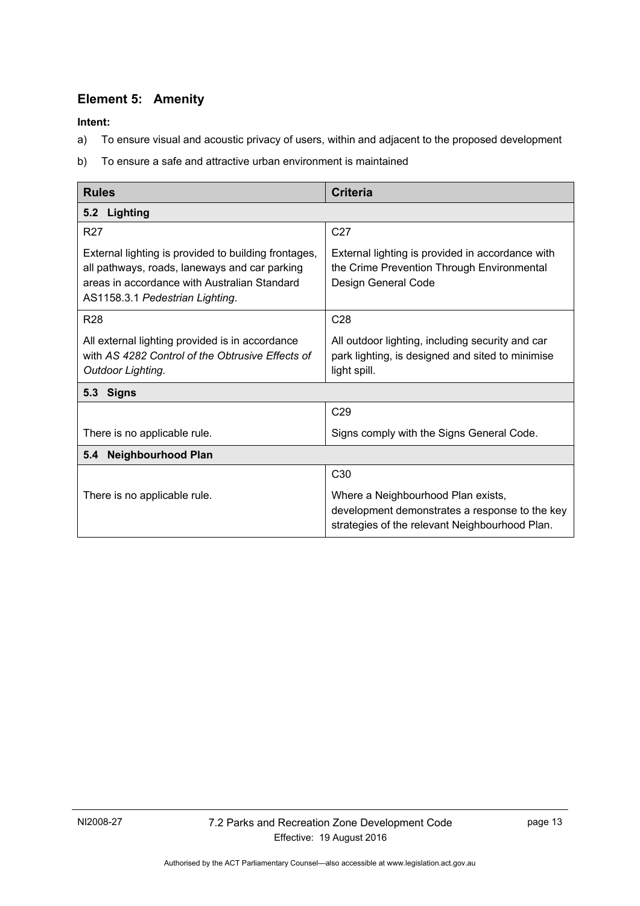## Element 5: Amenity

**Intent:**

a) To ensure visual and acoustic privacy of users, within and adjacent to the proposed development

b) To ensure a safe and attractive urban environment is maintained

| Rules | Criteria |
|---|---|
| **5.2 Lighting** | |
| R27<br><br>External lighting is provided to building frontages, all pathways, roads, laneways and car parking areas in accordance with Australian Standard AS1158.3.1 *Pedestrian Lighting*. | C27<br><br>External lighting is provided in accordance with the Crime Prevention Through Environmental Design General Code |
| R28<br><br>All external lighting provided is in accordance with *AS 4282 Control of the Obtrusive Effects of Outdoor Lighting.* | C28<br><br>All outdoor lighting, including security and car park lighting, is designed and sited to minimise light spill. |
| **5.3 Signs** | |
| There is no applicable rule. | C29<br><br>Signs comply with the Signs General Code. |
| **5.4 Neighbourhood Plan** | |
| There is no applicable rule. | C30<br><br>Where a Neighbourhood Plan exists, development demonstrates a response to the key strategies of the relevant Neighbourhood Plan. |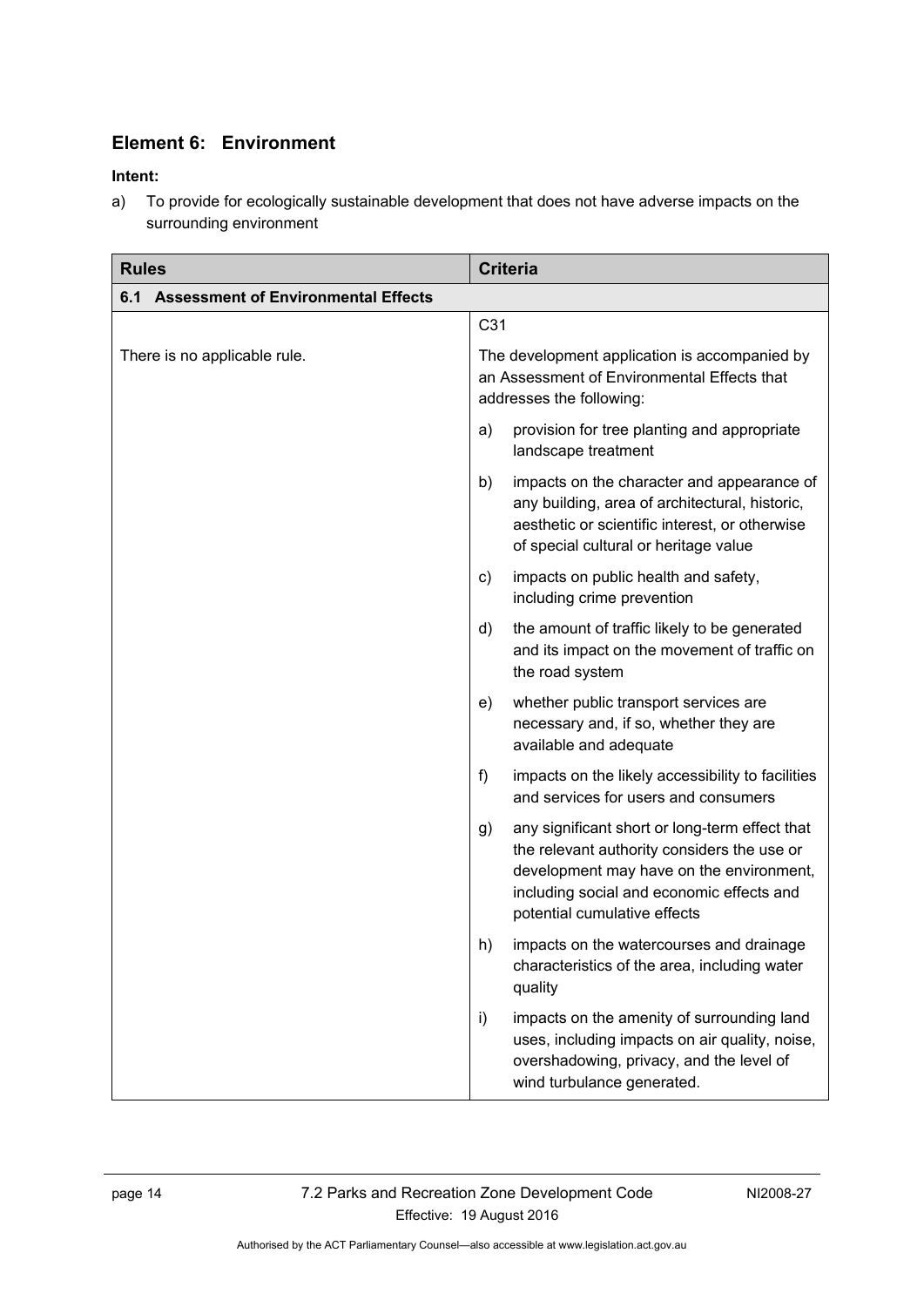## Element 6: Environment

**Intent:**

a) To provide for ecologically sustainable development that does not have adverse impacts on the surrounding environment

| Rules | Criteria |
|---|---|
| **6.1 Assessment of Environmental Effects** | |
| There is no applicable rule. | C31<br><br>The development application is accompanied by an Assessment of Environmental Effects that addresses the following:<br><br>a) provision for tree planting and appropriate landscape treatment<br><br>b) impacts on the character and appearance of any building, area of architectural, historic, aesthetic or scientific interest, or otherwise of special cultural or heritage value<br><br>c) impacts on public health and safety, including crime prevention<br><br>d) the amount of traffic likely to be generated and its impact on the movement of traffic on the road system<br><br>e) whether public transport services are necessary and, if so, whether they are available and adequate<br><br>f) impacts on the likely accessibility to facilities and services for users and consumers<br><br>g) any significant short or long-term effect that the relevant authority considers the use or development may have on the environment, including social and economic effects and potential cumulative effects<br><br>h) impacts on the watercourses and drainage characteristics of the area, including water quality<br><br>i) impacts on the amenity of surrounding land uses, including impacts on air quality, noise, overshadowing, privacy, and the level of wind turbulance generated. |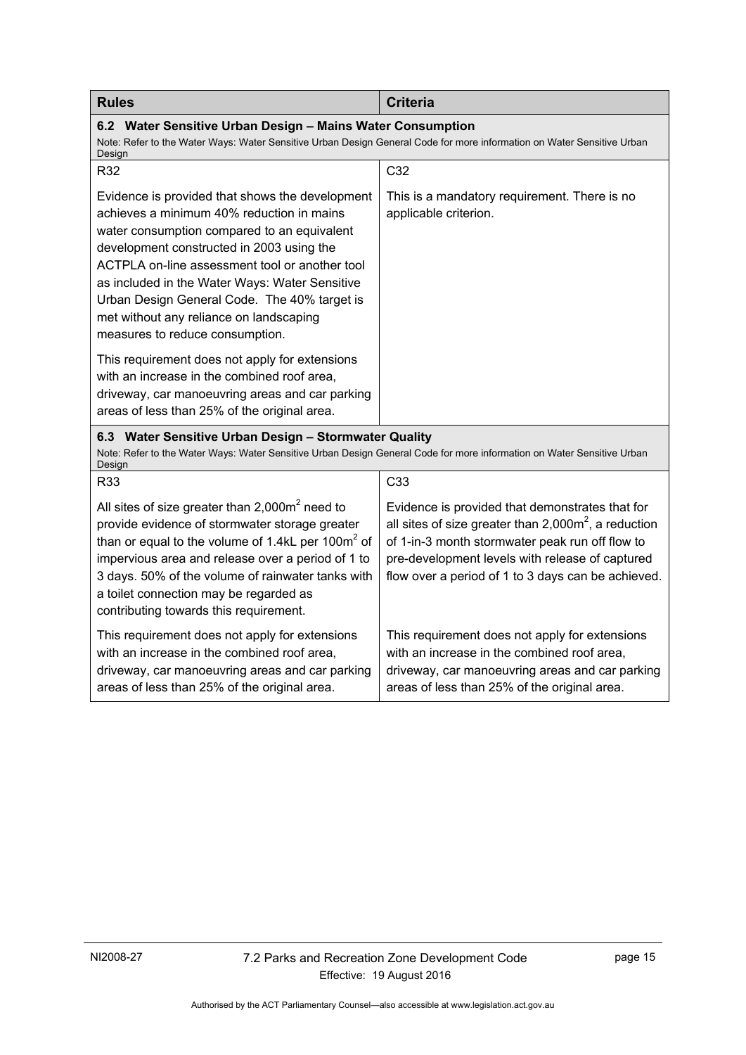| Rules | Criteria |
|---|---|
| **6.2 Water Sensitive Urban Design – Mains Water Consumption**<br>Note: Refer to the Water Ways: Water Sensitive Urban Design General Code for more information on Water Sensitive Urban Design | |
| R32 | C32 |
| Evidence is provided that shows the development achieves a minimum 40% reduction in mains water consumption compared to an equivalent development constructed in 2003 using the ACTPLA on-line assessment tool or another tool as included in the Water Ways: Water Sensitive Urban Design General Code. The 40% target is met without any reliance on landscaping measures to reduce consumption.<br><br>This requirement does not apply for extensions with an increase in the combined roof area, driveway, car manoeuvring areas and car parking areas of less than 25% of the original area. | This is a mandatory requirement. There is no applicable criterion. |
| **6.3 Water Sensitive Urban Design – Stormwater Quality**<br>Note: Refer to the Water Ways: Water Sensitive Urban Design General Code for more information on Water Sensitive Urban Design | |
| R33 | C33 |
| All sites of size greater than 2,000m$^2$ need to provide evidence of stormwater storage greater than or equal to the volume of 1.4kL per 100m$^2$ of impervious area and release over a period of 1 to 3 days. 50% of the volume of rainwater tanks with a toilet connection may be regarded as contributing towards this requirement. | Evidence is provided that demonstrates that for all sites of size greater than 2,000m$^2$, a reduction of 1-in-3 month stormwater peak run off flow to pre-development levels with release of captured flow over a period of 1 to 3 days can be achieved. |
| This requirement does not apply for extensions with an increase in the combined roof area, driveway, car manoeuvring areas and car parking areas of less than 25% of the original area. | This requirement does not apply for extensions with an increase in the combined roof area, driveway, car manoeuvring areas and car parking areas of less than 25% of the original area. |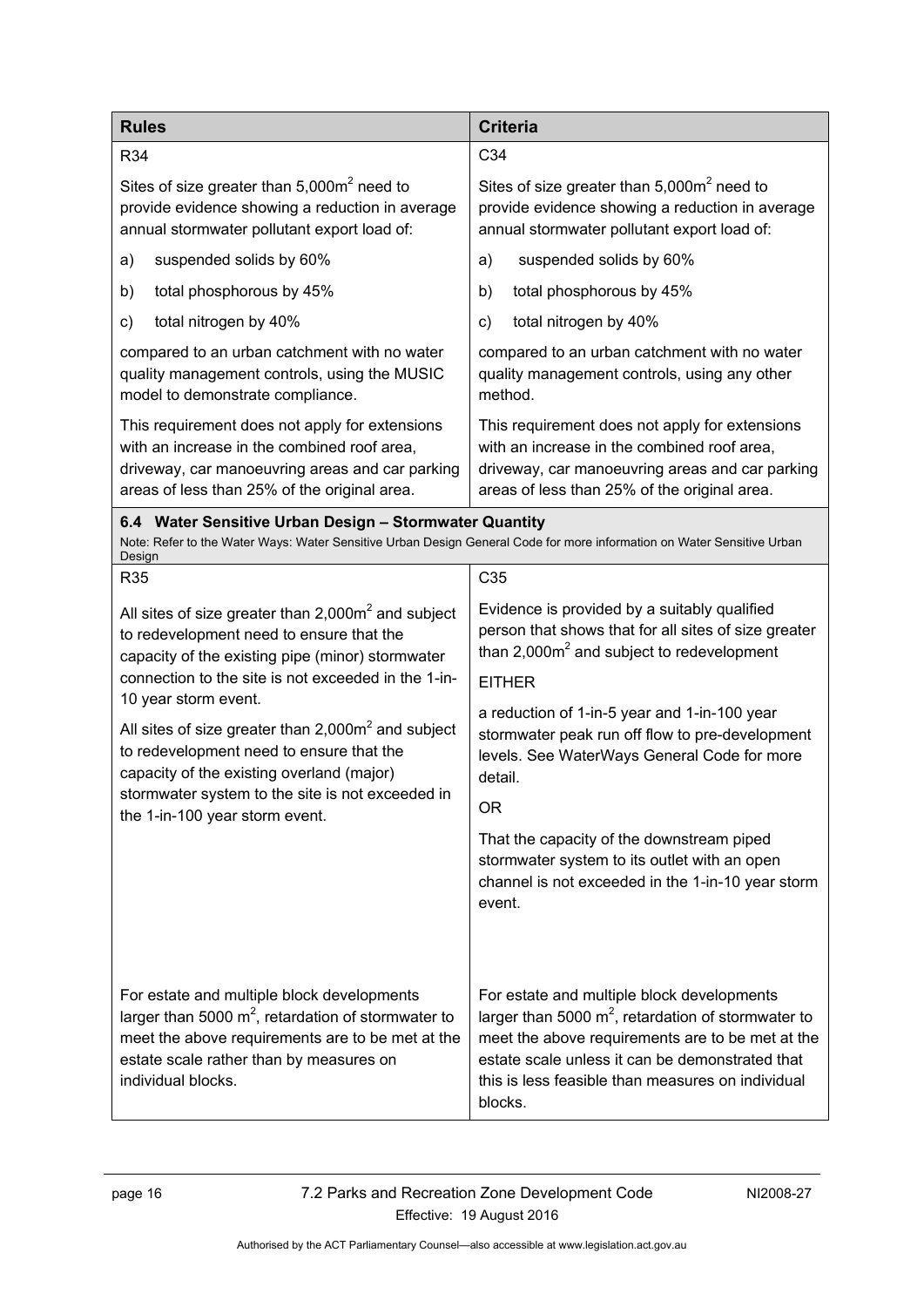| Rules | Criteria |
| --- | --- |
| R34 | C34 |
| Sites of size greater than 5,000m$^2$ need to provide evidence showing a reduction in average annual stormwater pollutant export load of:<br>a) suspended solids by 60%<br>b) total phosphorous by 45%<br>c) total nitrogen by 40%<br>compared to an urban catchment with no water quality management controls, using the MUSIC model to demonstrate compliance.<br>This requirement does not apply for extensions with an increase in the combined roof area, driveway, car manoeuvring areas and car parking areas of less than 25% of the original area. | Sites of size greater than 5,000m$^2$ need to provide evidence showing a reduction in average annual stormwater pollutant export load of:<br>a) suspended solids by 60%<br>b) total phosphorous by 45%<br>c) total nitrogen by 40%<br>compared to an urban catchment with no water quality management controls, using any other method.<br>This requirement does not apply for extensions with an increase in the combined roof area, driveway, car manoeuvring areas and car parking areas of less than 25% of the original area. |
| **6.4 Water Sensitive Urban Design – Stormwater Quantity**<br>Note: Refer to the Water Ways: Water Sensitive Urban Design General Code for more information on Water Sensitive Urban Design | |
| R35 | C35 |
| All sites of size greater than 2,000m$^2$ and subject to redevelopment need to ensure that the capacity of the existing pipe (minor) stormwater connection to the site is not exceeded in the 1-in-10 year storm event.<br>All sites of size greater than 2,000m$^2$ and subject to redevelopment need to ensure that the capacity of the existing overland (major) stormwater system to the site is not exceeded in the 1-in-100 year storm event. | Evidence is provided by a suitably qualified person that shows that for all sites of size greater than 2,000m$^2$ and subject to redevelopment<br>EITHER<br>a reduction of 1-in-5 year and 1-in-100 year stormwater peak run off flow to pre-development levels. See WaterWays General Code for more detail.<br>OR<br>That the capacity of the downstream piped stormwater system to its outlet with an open channel is not exceeded in the 1-in-10 year storm event. |
| For estate and multiple block developments larger than 5000 m$^2$, retardation of stormwater to meet the above requirements are to be met at the estate scale rather than by measures on individual blocks. | For estate and multiple block developments larger than 5000 m$^2$, retardation of stormwater to meet the above requirements are to be met at the estate scale unless it can be demonstrated that this is less feasible than measures on individual blocks. |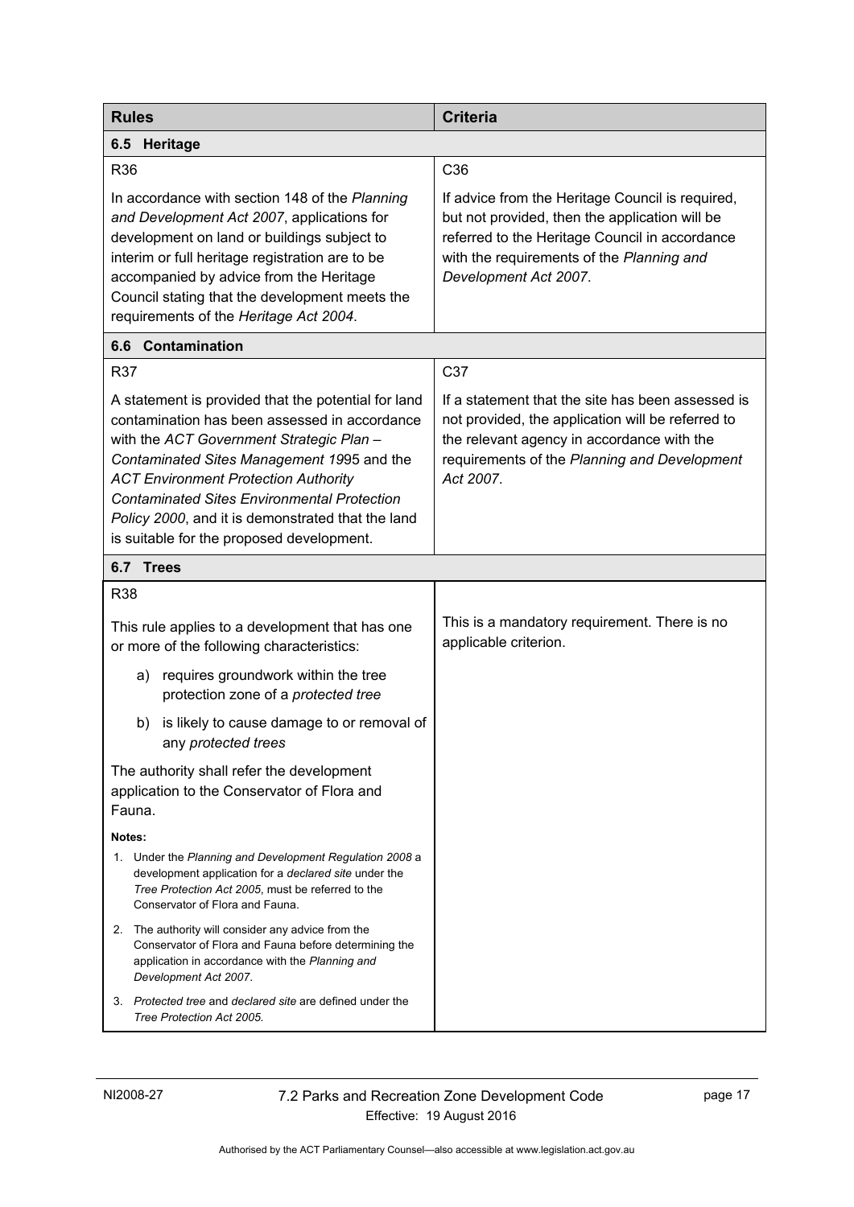| Rules | Criteria |
|---|---|
| **6.5 Heritage** | |
| R36<br><br>In accordance with section 148 of the *Planning and Development Act 2007*, applications for development on land or buildings subject to interim or full heritage registration are to be accompanied by advice from the Heritage Council stating that the development meets the requirements of the *Heritage Act 2004*. | C36<br><br>If advice from the Heritage Council is required, but not provided, then the application will be referred to the Heritage Council in accordance with the requirements of the *Planning and Development Act 2007*. |
| **6.6 Contamination** | |
| R37<br><br>A statement is provided that the potential for land contamination has been assessed in accordance with the *ACT Government Strategic Plan – Contaminated Sites Management 1995* and the *ACT Environment Protection Authority Contaminated Sites Environmental Protection Policy 2000*, and it is demonstrated that the land is suitable for the proposed development. | C37<br><br>If a statement that the site has been assessed is not provided, the application will be referred to the relevant agency in accordance with the requirements of the *Planning and Development Act 2007*. |
| **6.7 Trees** | |
| R38<br><br>This rule applies to a development that has one or more of the following characteristics:<br><br>a) requires groundwork within the tree protection zone of a *protected tree*<br><br>b) is likely to cause damage to or removal of any *protected trees*<br><br>The authority shall refer the development application to the Conservator of Flora and Fauna.<br><br>**Notes:**<br>1. Under the *Planning and Development Regulation 2008* a development application for a *declared site* under the *Tree Protection Act 2005*, must be referred to the Conservator of Flora and Fauna.<br>2. The authority will consider any advice from the Conservator of Flora and Fauna before determining the application in accordance with the *Planning and Development Act 2007*.<br>3. *Protected tree* and *declared site* are defined under the *Tree Protection Act 2005.* | This is a mandatory requirement. There is no applicable criterion. |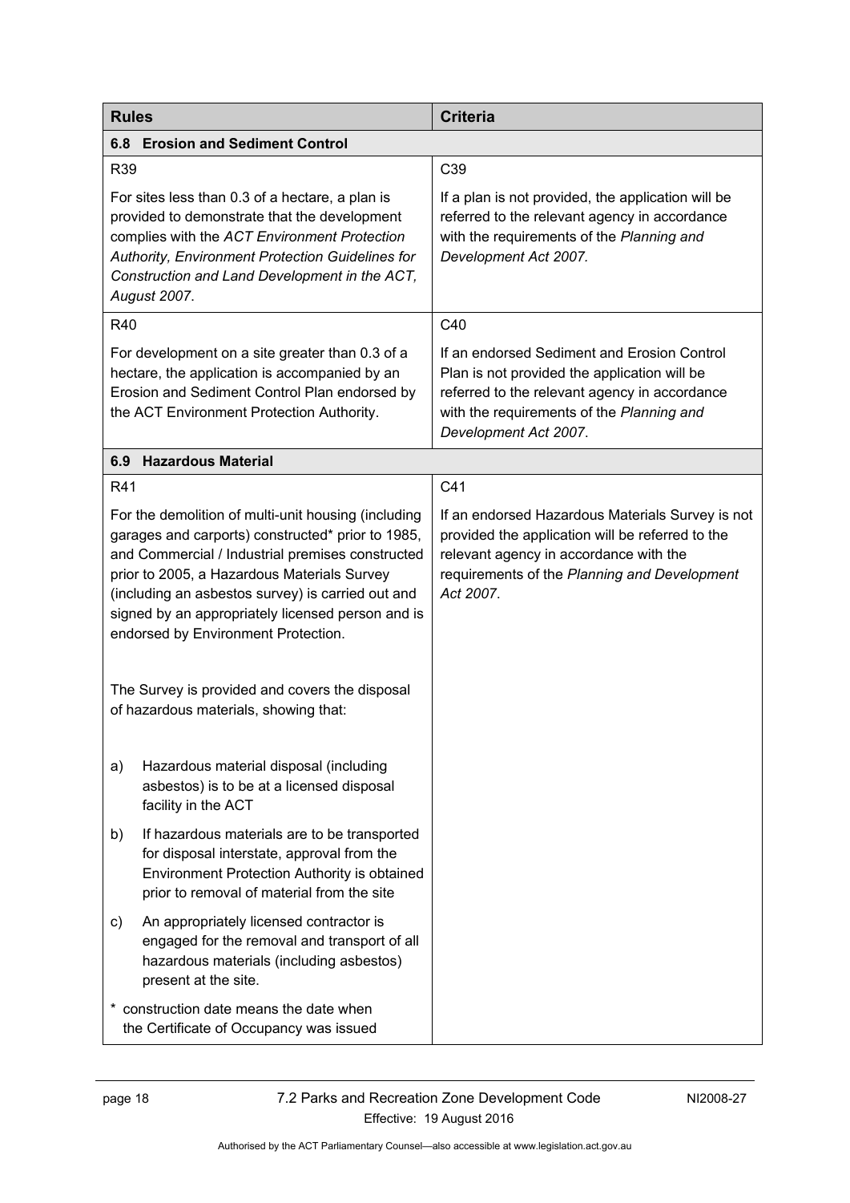| Rules | Criteria |
|---|---|
| **6.8 Erosion and Sediment Control** | |
| R39<br><br>For sites less than 0.3 of a hectare, a plan is provided to demonstrate that the development complies with the *ACT Environment Protection Authority, Environment Protection Guidelines for Construction and Land Development in the ACT, August 2007*. | C39<br><br>If a plan is not provided, the application will be referred to the relevant agency in accordance with the requirements of the *Planning and Development Act 2007.* |
| R40<br><br>For development on a site greater than 0.3 of a hectare, the application is accompanied by an Erosion and Sediment Control Plan endorsed by the ACT Environment Protection Authority. | C40<br><br>If an endorsed Sediment and Erosion Control Plan is not provided the application will be referred to the relevant agency in accordance with the requirements of the *Planning and Development Act 2007*. |
| **6.9 Hazardous Material** | |
| R41<br><br>For the demolition of multi-unit housing (including garages and carports) constructed* prior to 1985, and Commercial / Industrial premises constructed prior to 2005, a Hazardous Materials Survey (including an asbestos survey) is carried out and signed by an appropriately licensed person and is endorsed by Environment Protection.<br><br>The Survey is provided and covers the disposal of hazardous materials, showing that:<br><br>a) Hazardous material disposal (including asbestos) is to be at a licensed disposal facility in the ACT<br><br>b) If hazardous materials are to be transported for disposal interstate, approval from the Environment Protection Authority is obtained prior to removal of material from the site<br><br>c) An appropriately licensed contractor is engaged for the removal and transport of all hazardous materials (including asbestos) present at the site.<br><br>* construction date means the date when the Certificate of Occupancy was issued | C41<br><br>If an endorsed Hazardous Materials Survey is not provided the application will be referred to the relevant agency in accordance with the requirements of the *Planning and Development Act 2007*. |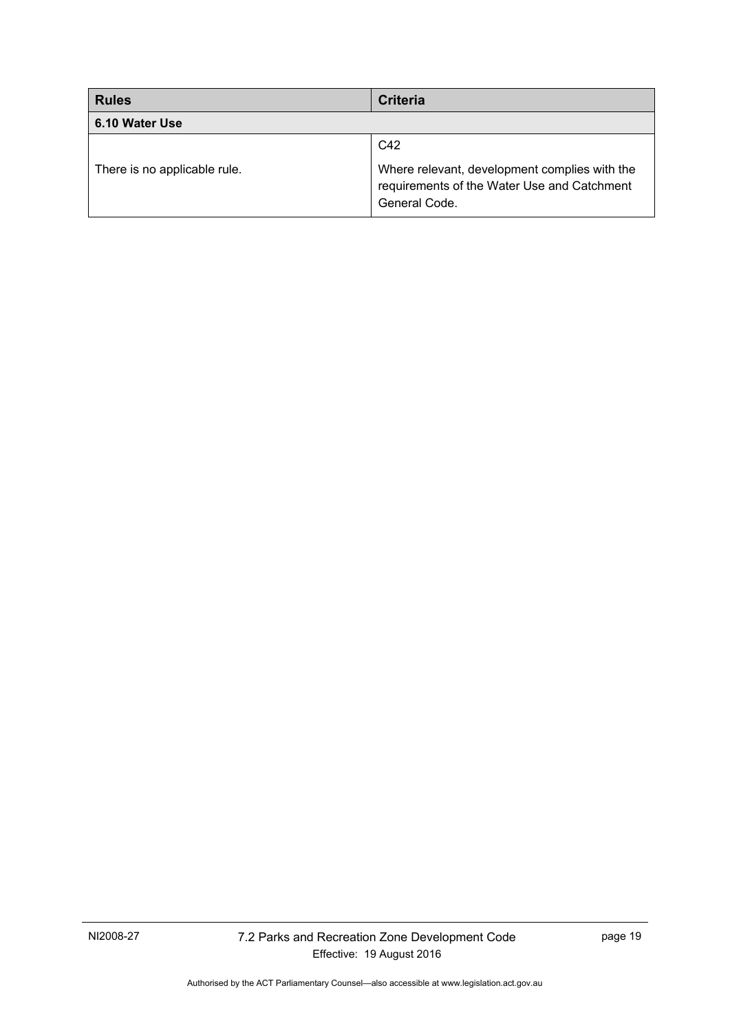| Rules | Criteria |
|---|---|
| **6.10 Water Use** | |
| There is no applicable rule. | C42<br><br>Where relevant, development complies with the requirements of the Water Use and Catchment General Code. |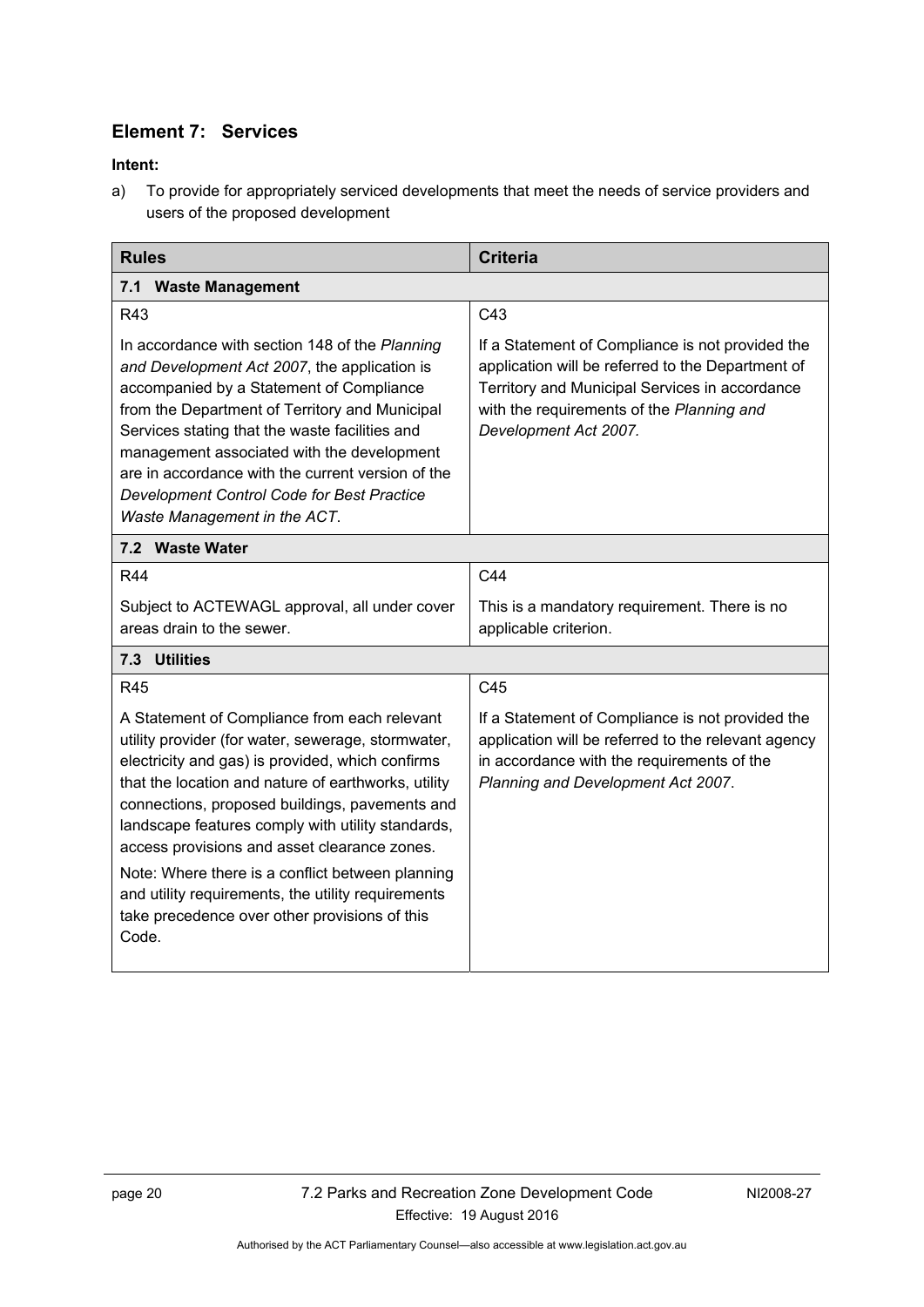## Element 7: Services

**Intent:**

a) To provide for appropriately serviced developments that meet the needs of service providers and users of the proposed development

| Rules | Criteria |
|---|---|
| **7.1 Waste Management** | |
| R43<br><br>In accordance with section 148 of the *Planning and Development Act 2007*, the application is accompanied by a Statement of Compliance from the Department of Territory and Municipal Services stating that the waste facilities and management associated with the development are in accordance with the current version of the *Development Control Code for Best Practice Waste Management in the ACT*. | C43<br><br>If a Statement of Compliance is not provided the application will be referred to the Department of Territory and Municipal Services in accordance with the requirements of the *Planning and Development Act 2007.* |
| **7.2 Waste Water** | |
| R44<br><br>Subject to ACTEWAGL approval, all under cover areas drain to the sewer. | C44<br><br>This is a mandatory requirement. There is no applicable criterion. |
| **7.3 Utilities** | |
| R45<br><br>A Statement of Compliance from each relevant utility provider (for water, sewerage, stormwater, electricity and gas) is provided, which confirms that the location and nature of earthworks, utility connections, proposed buildings, pavements and landscape features comply with utility standards, access provisions and asset clearance zones.<br><br>Note: Where there is a conflict between planning and utility requirements, the utility requirements take precedence over other provisions of this Code. | C45<br><br>If a Statement of Compliance is not provided the application will be referred to the relevant agency in accordance with the requirements of the *Planning and Development Act 2007*. |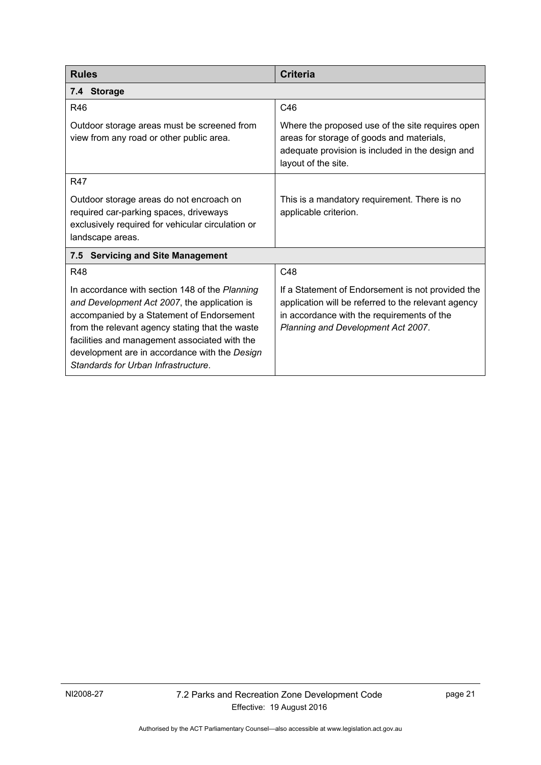| Rules | Criteria |
| --- | --- |
| **7.4 Storage** | |
| R46<br><br>Outdoor storage areas must be screened from view from any road or other public area. | C46<br><br>Where the proposed use of the site requires open areas for storage of goods and materials, adequate provision is included in the design and layout of the site. |
| R47<br><br>Outdoor storage areas do not encroach on required car-parking spaces, driveways exclusively required for vehicular circulation or landscape areas. | This is a mandatory requirement. There is no applicable criterion. |
| **7.5 Servicing and Site Management** | |
| R48<br><br>In accordance with section 148 of the *Planning and Development Act 2007*, the application is accompanied by a Statement of Endorsement from the relevant agency stating that the waste facilities and management associated with the development are in accordance with the *Design Standards for Urban Infrastructure*. | C48<br><br>If a Statement of Endorsement is not provided the application will be referred to the relevant agency in accordance with the requirements of the *Planning and Development Act 2007*. |